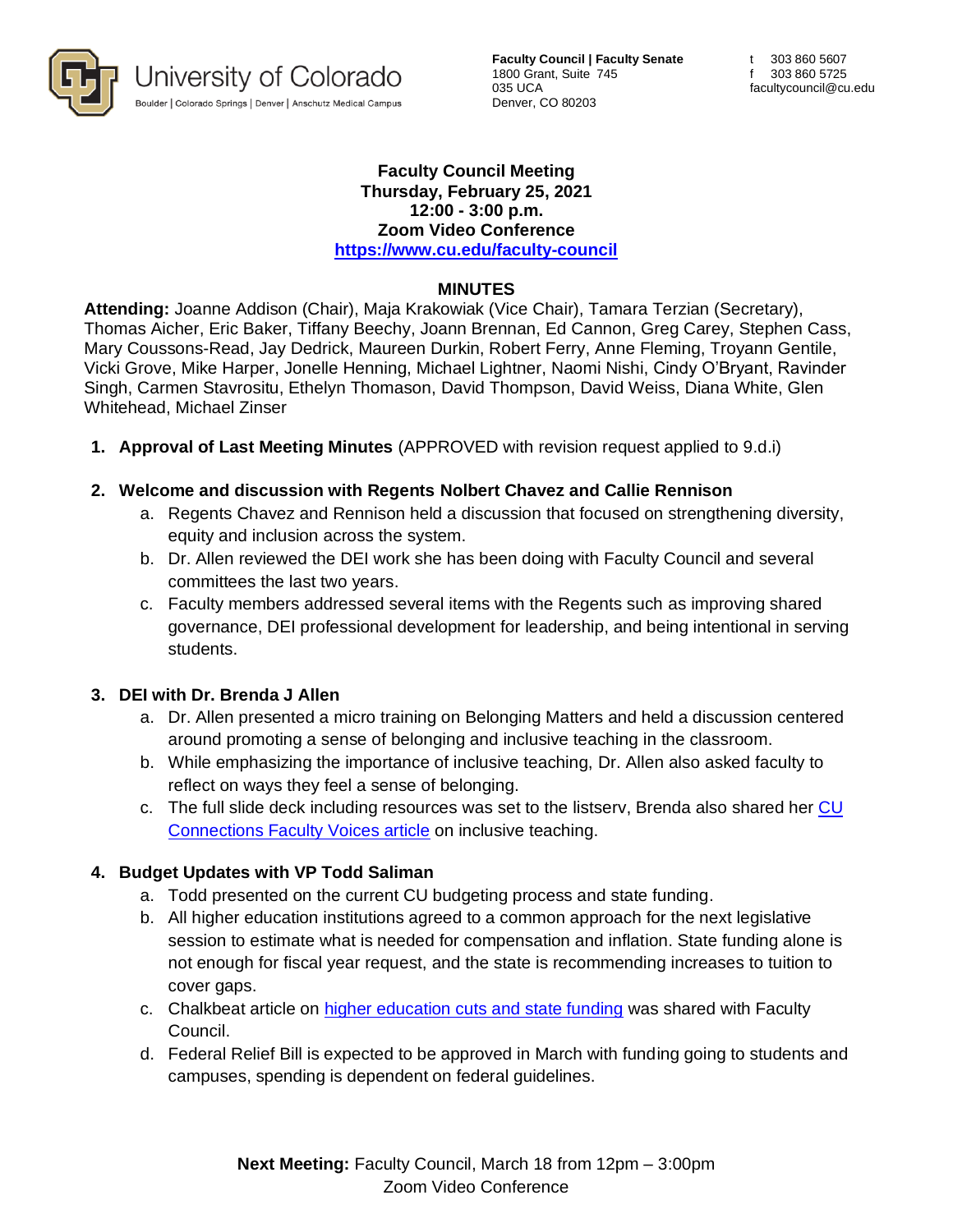University of Colorado
Boulder | Colorado Springs | Denver | Anschutz Medical Campus

**Faculty Council | Faculty Senate**
1800 Grant, Suite 745
035 UCA
Denver, CO 80203

t 303 860 5607
f 303 860 5725
facultycouncil@cu.edu

**Faculty Council Meeting**
**Thursday, February 25, 2021**
**12:00 - 3:00 p.m.**
**Zoom Video Conference**
**[https://www.cu.edu/faculty-council](https://www.cu.edu/faculty-council)**

## MINUTES

**Attending:** Joanne Addison (Chair), Maja Krakowiak (Vice Chair), Tamara Terzian (Secretary), Thomas Aicher, Eric Baker, Tiffany Beechy, Joann Brennan, Ed Cannon, Greg Carey, Stephen Cass, Mary Coussons-Read, Jay Dedrick, Maureen Durkin, Robert Ferry, Anne Fleming, Troyann Gentile, Vicki Grove, Mike Harper, Jonelle Henning, Michael Lightner, Naomi Nishi, Cindy O'Bryant, Ravinder Singh, Carmen Stavrositu, Ethelyn Thomason, David Thompson, David Weiss, Diana White, Glen Whitehead, Michael Zinser

1. **Approval of Last Meeting Minutes** (APPROVED with revision request applied to 9.d.i)

2. **Welcome and discussion with Regents Nolbert Chavez and Callie Rennison**
   a. Regents Chavez and Rennison held a discussion that focused on strengthening diversity, equity and inclusion across the system.
   b. Dr. Allen reviewed the DEI work she has been doing with Faculty Council and several committees the last two years.
   c. Faculty members addressed several items with the Regents such as improving shared governance, DEI professional development for leadership, and being intentional in serving students.

3. **DEI with Dr. Brenda J Allen**
   a. Dr. Allen presented a micro training on Belonging Matters and held a discussion centered around promoting a sense of belonging and inclusive teaching in the classroom.
   b. While emphasizing the importance of inclusive teaching, Dr. Allen also asked faculty to reflect on ways they feel a sense of belonging.
   c. The full slide deck including resources was set to the listserv, Brenda also shared her CU Connections Faculty Voices article on inclusive teaching.

4. **Budget Updates with VP Todd Saliman**
   a. Todd presented on the current CU budgeting process and state funding.
   b. All higher education institutions agreed to a common approach for the next legislative session to estimate what is needed for compensation and inflation. State funding alone is not enough for fiscal year request, and the state is recommending increases to tuition to cover gaps.
   c. Chalkbeat article on higher education cuts and state funding was shared with Faculty Council.
   d. Federal Relief Bill is expected to be approved in March with funding going to students and campuses, spending is dependent on federal guidelines.

**Next Meeting:** Faculty Council, March 18 from 12pm – 3:00pm
Zoom Video Conference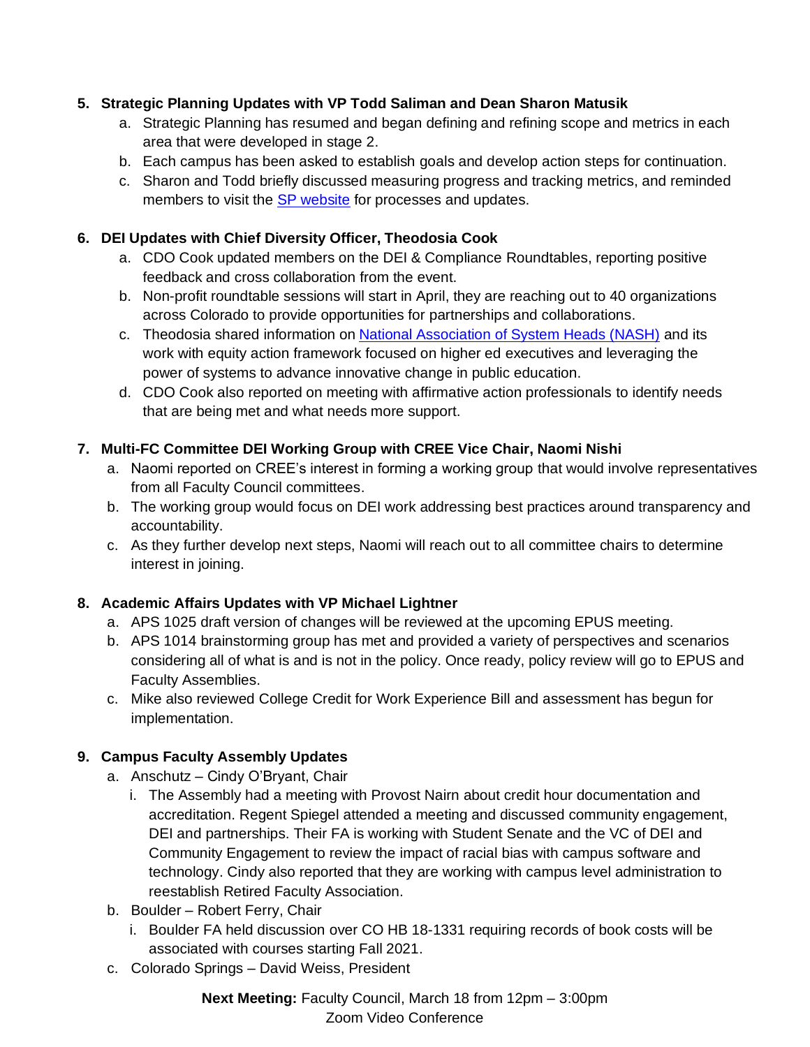5. **Strategic Planning Updates with VP Todd Saliman and Dean Sharon Matusik**
    a. Strategic Planning has resumed and began defining and refining scope and metrics in each area that were developed in stage 2.
    b. Each campus has been asked to establish goals and develop action steps for continuation.
    c. Sharon and Todd briefly discussed measuring progress and tracking metrics, and reminded members to visit the SP website for processes and updates.

6. **DEI Updates with Chief Diversity Officer, Theodosia Cook**
    a. CDO Cook updated members on the DEI & Compliance Roundtables, reporting positive feedback and cross collaboration from the event.
    b. Non-profit roundtable sessions will start in April, they are reaching out to 40 organizations across Colorado to provide opportunities for partnerships and collaborations.
    c. Theodosia shared information on National Association of System Heads (NASH) and its work with equity action framework focused on higher ed executives and leveraging the power of systems to advance innovative change in public education.
    d. CDO Cook also reported on meeting with affirmative action professionals to identify needs that are being met and what needs more support.

7. **Multi-FC Committee DEI Working Group with CREE Vice Chair, Naomi Nishi**
    a. Naomi reported on CREE's interest in forming a working group that would involve representatives from all Faculty Council committees.
    b. The working group would focus on DEI work addressing best practices around transparency and accountability.
    c. As they further develop next steps, Naomi will reach out to all committee chairs to determine interest in joining.

8. **Academic Affairs Updates with VP Michael Lightner**
    a. APS 1025 draft version of changes will be reviewed at the upcoming EPUS meeting.
    b. APS 1014 brainstorming group has met and provided a variety of perspectives and scenarios considering all of what is and is not in the policy. Once ready, policy review will go to EPUS and Faculty Assemblies.
    c. Mike also reviewed College Credit for Work Experience Bill and assessment has begun for implementation.

9. **Campus Faculty Assembly Updates**
    a. Anschutz – Cindy O'Bryant, Chair
        i. The Assembly had a meeting with Provost Nairn about credit hour documentation and accreditation. Regent Spiegel attended a meeting and discussed community engagement, DEI and partnerships. Their FA is working with Student Senate and the VC of DEI and Community Engagement to review the impact of racial bias with campus software and technology. Cindy also reported that they are working with campus level administration to reestablish Retired Faculty Association.
    b. Boulder – Robert Ferry, Chair
        i. Boulder FA held discussion over CO HB 18-1331 requiring records of book costs will be associated with courses starting Fall 2021.
    c. Colorado Springs – David Weiss, President

**Next Meeting:** Faculty Council, March 18 from 12pm – 3:00pm
Zoom Video Conference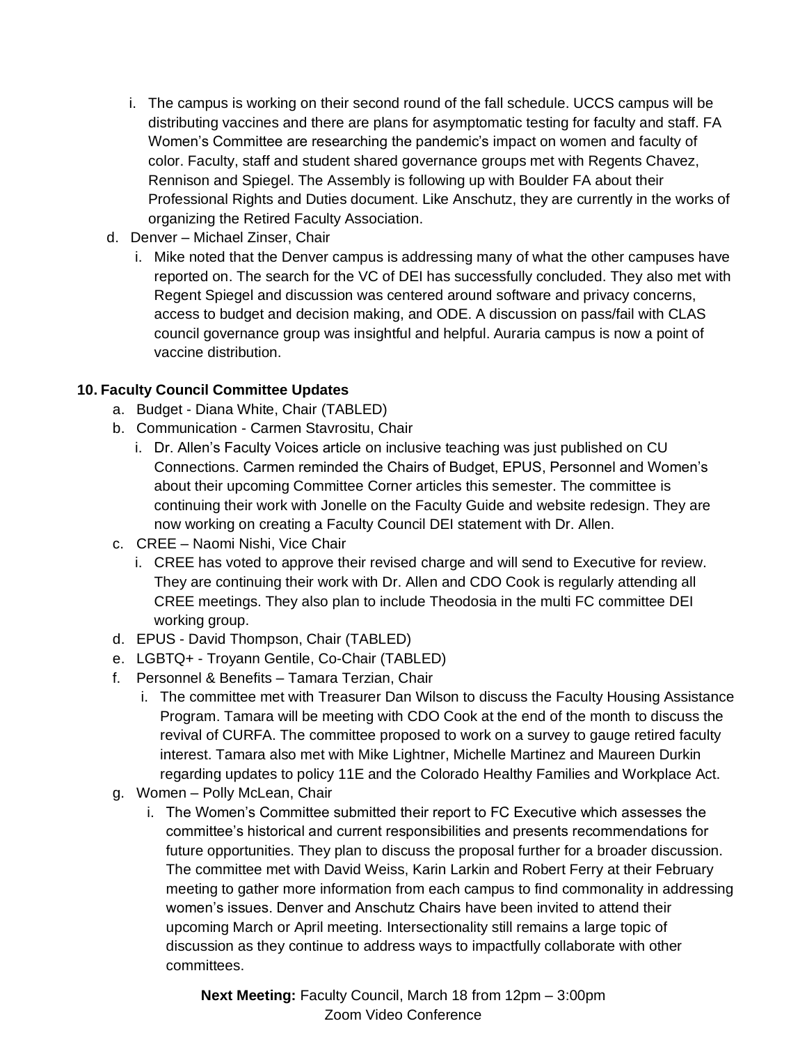i. The campus is working on their second round of the fall schedule. UCCS campus will be distributing vaccines and there are plans for asymptomatic testing for faculty and staff. FA Women's Committee are researching the pandemic's impact on women and faculty of color. Faculty, staff and student shared governance groups met with Regents Chavez, Rennison and Spiegel. The Assembly is following up with Boulder FA about their Professional Rights and Duties document. Like Anschutz, they are currently in the works of organizing the Retired Faculty Association.

d. Denver – Michael Zinser, Chair
   i. Mike noted that the Denver campus is addressing many of what the other campuses have reported on. The search for the VC of DEI has successfully concluded. They also met with Regent Spiegel and discussion was centered around software and privacy concerns, access to budget and decision making, and ODE. A discussion on pass/fail with CLAS council governance group was insightful and helpful. Auraria campus is now a point of vaccine distribution.

**10. Faculty Council Committee Updates**

a. Budget - Diana White, Chair (TABLED)

b. Communication - Carmen Stavrositu, Chair
   i. Dr. Allen's Faculty Voices article on inclusive teaching was just published on CU Connections. Carmen reminded the Chairs of Budget, EPUS, Personnel and Women's about their upcoming Committee Corner articles this semester. The committee is continuing their work with Jonelle on the Faculty Guide and website redesign. They are now working on creating a Faculty Council DEI statement with Dr. Allen.

c. CREE – Naomi Nishi, Vice Chair
   i. CREE has voted to approve their revised charge and will send to Executive for review. They are continuing their work with Dr. Allen and CDO Cook is regularly attending all CREE meetings. They also plan to include Theodosia in the multi FC committee DEI working group.

d. EPUS - David Thompson, Chair (TABLED)

e. LGBTQ+ - Troyann Gentile, Co-Chair (TABLED)

f. Personnel & Benefits – Tamara Terzian, Chair
   i. The committee met with Treasurer Dan Wilson to discuss the Faculty Housing Assistance Program. Tamara will be meeting with CDO Cook at the end of the month to discuss the revival of CURFA. The committee proposed to work on a survey to gauge retired faculty interest. Tamara also met with Mike Lightner, Michelle Martinez and Maureen Durkin regarding updates to policy 11E and the Colorado Healthy Families and Workplace Act.

g. Women – Polly McLean, Chair
   i. The Women's Committee submitted their report to FC Executive which assesses the committee's historical and current responsibilities and presents recommendations for future opportunities. They plan to discuss the proposal further for a broader discussion. The committee met with David Weiss, Karin Larkin and Robert Ferry at their February meeting to gather more information from each campus to find commonality in addressing women's issues. Denver and Anschutz Chairs have been invited to attend their upcoming March or April meeting. Intersectionality still remains a large topic of discussion as they continue to address ways to impactfully collaborate with other committees.

**Next Meeting:** Faculty Council, March 18 from 12pm – 3:00pm
Zoom Video Conference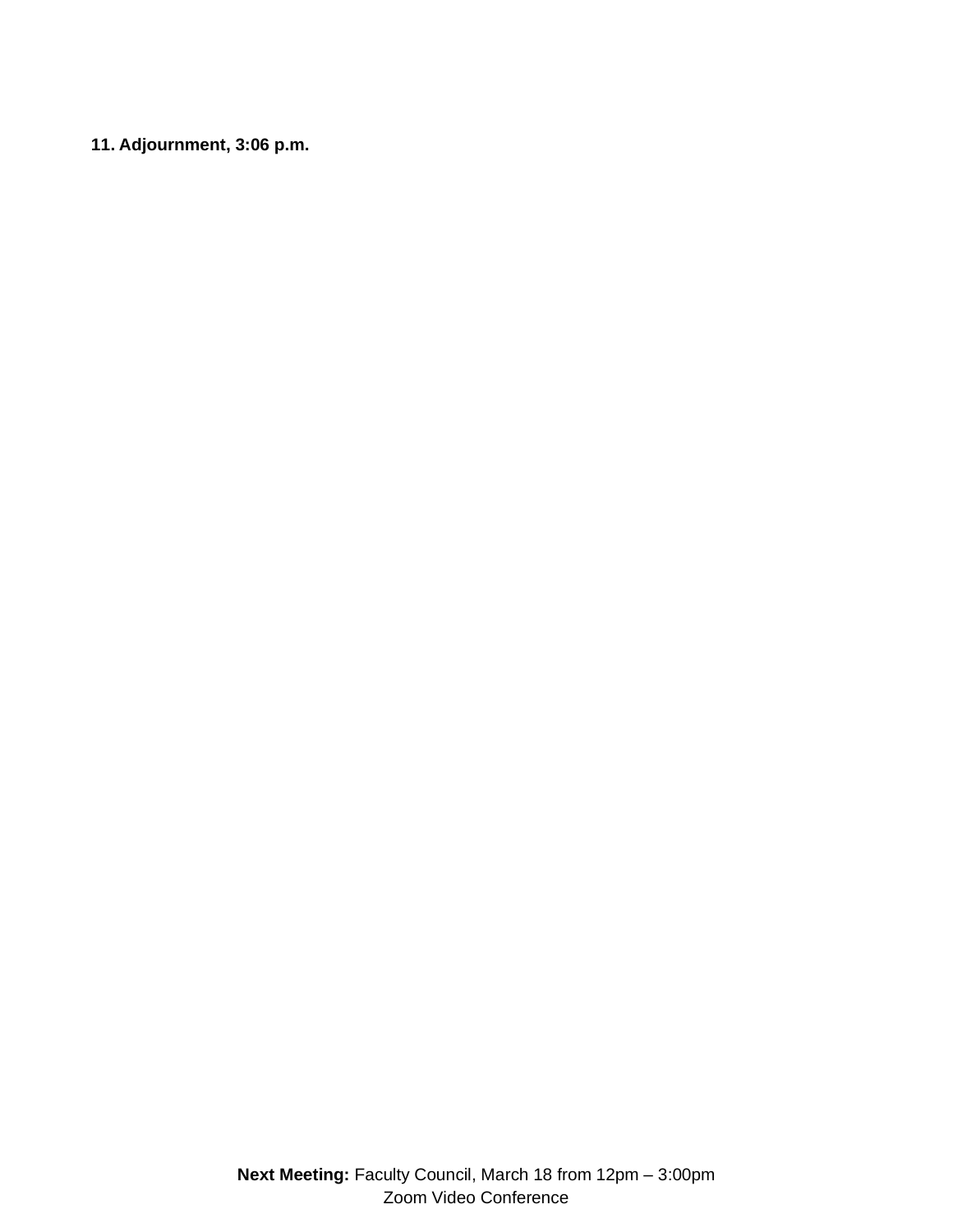**11. Adjournment, 3:06 p.m.**

**Next Meeting:** Faculty Council, March 18 from 12pm – 3:00pm
Zoom Video Conference